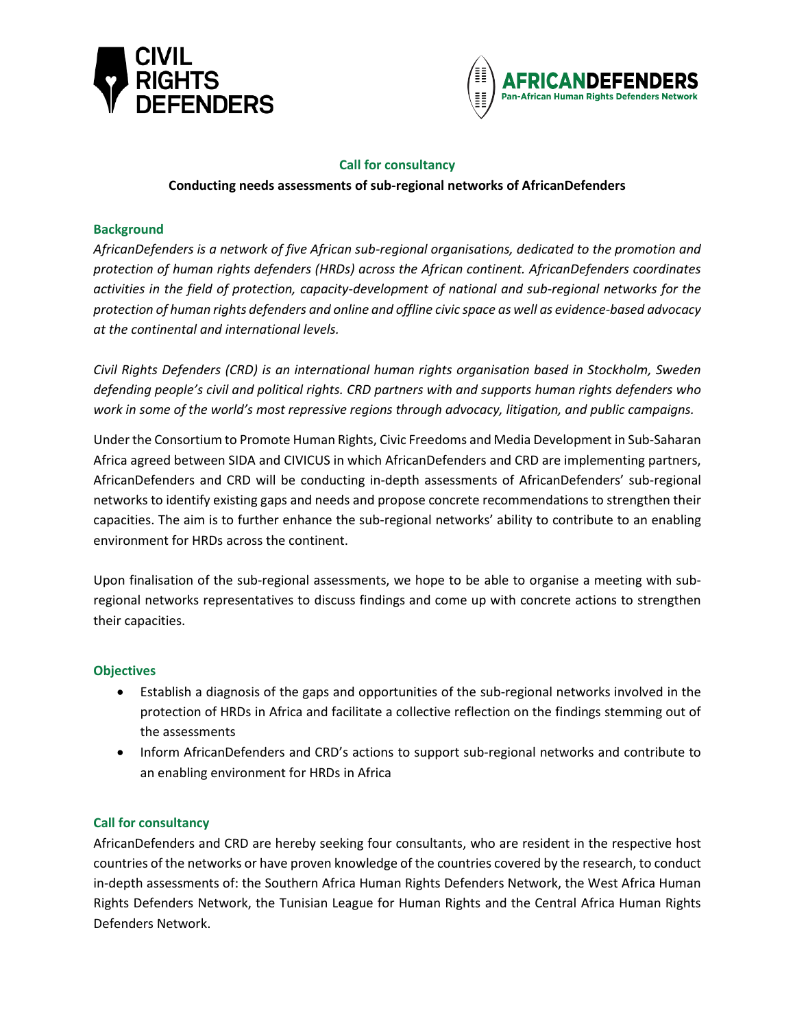CIVIL RIGHTS DEFENDERS

AFRICANDEFENDERS
Pan-African Human Rights Defenders Network

## Call for consultancy

**Conducting needs assessments of sub-regional networks of AfricanDefenders**

### Background

*AfricanDefenders is a network of five African sub-regional organisations, dedicated to the promotion and protection of human rights defenders (HRDs) across the African continent. AfricanDefenders coordinates activities in the field of protection, capacity-development of national and sub-regional networks for the protection of human rights defenders and online and offline civic space as well as evidence-based advocacy at the continental and international levels.*

*Civil Rights Defenders (CRD) is an international human rights organisation based in Stockholm, Sweden defending people's civil and political rights. CRD partners with and supports human rights defenders who work in some of the world's most repressive regions through advocacy, litigation, and public campaigns.*

Under the Consortium to Promote Human Rights, Civic Freedoms and Media Development in Sub-Saharan Africa agreed between SIDA and CIVICUS in which AfricanDefenders and CRD are implementing partners, AfricanDefenders and CRD will be conducting in-depth assessments of AfricanDefenders' sub-regional networks to identify existing gaps and needs and propose concrete recommendations to strengthen their capacities. The aim is to further enhance the sub-regional networks' ability to contribute to an enabling environment for HRDs across the continent.

Upon finalisation of the sub-regional assessments, we hope to be able to organise a meeting with sub-regional networks representatives to discuss findings and come up with concrete actions to strengthen their capacities.

### Objectives

- Establish a diagnosis of the gaps and opportunities of the sub-regional networks involved in the protection of HRDs in Africa and facilitate a collective reflection on the findings stemming out of the assessments
- Inform AfricanDefenders and CRD's actions to support sub-regional networks and contribute to an enabling environment for HRDs in Africa

### Call for consultancy

AfricanDefenders and CRD are hereby seeking four consultants, who are resident in the respective host countries of the networks or have proven knowledge of the countries covered by the research, to conduct in-depth assessments of: the Southern Africa Human Rights Defenders Network, the West Africa Human Rights Defenders Network, the Tunisian League for Human Rights and the Central Africa Human Rights Defenders Network.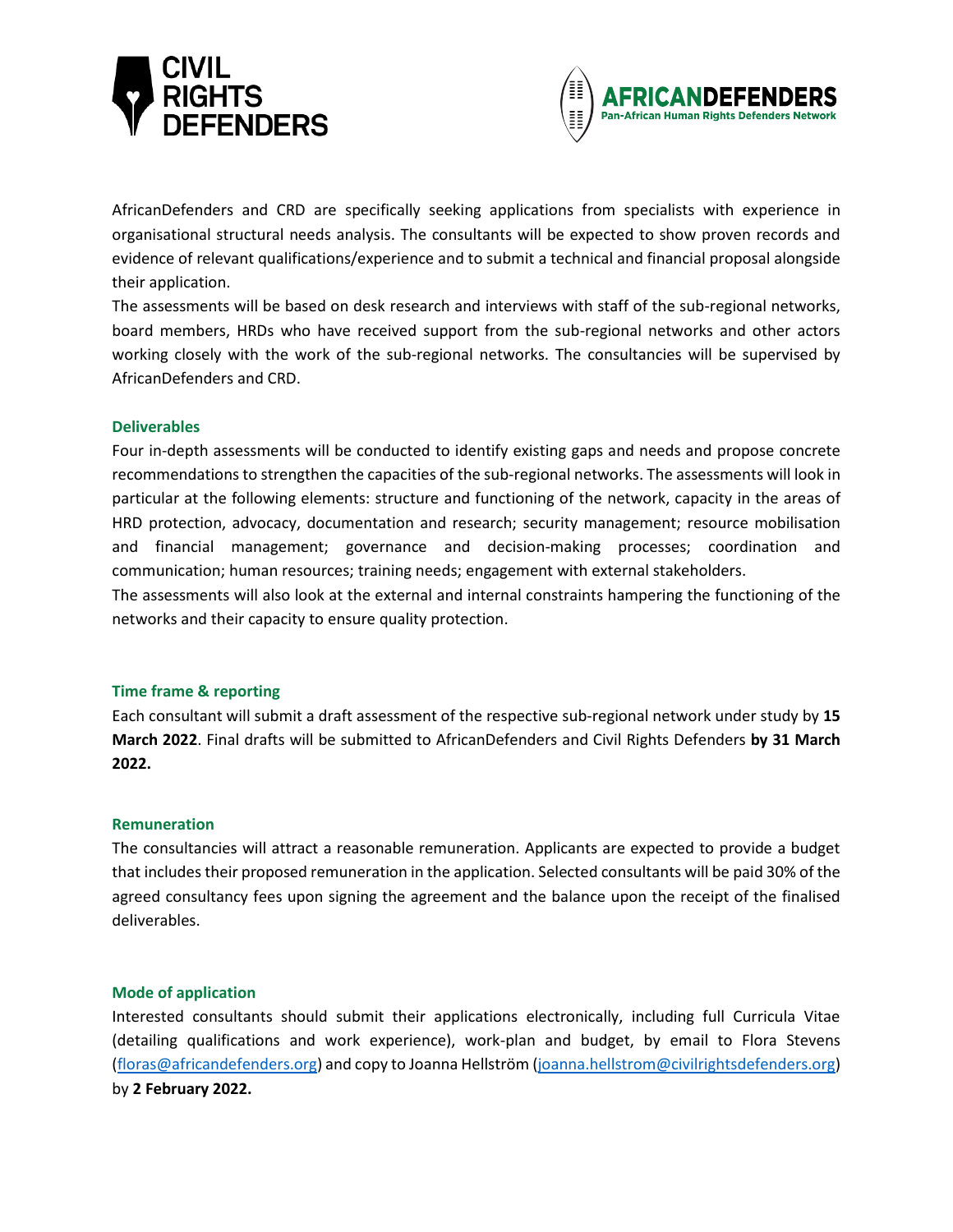AfricanDefenders and CRD are specifically seeking applications from specialists with experience in organisational structural needs analysis. The consultants will be expected to show proven records and evidence of relevant qualifications/experience and to submit a technical and financial proposal alongside their application.

The assessments will be based on desk research and interviews with staff of the sub-regional networks, board members, HRDs who have received support from the sub-regional networks and other actors working closely with the work of the sub-regional networks. The consultancies will be supervised by AfricanDefenders and CRD.

### Deliverables

Four in-depth assessments will be conducted to identify existing gaps and needs and propose concrete recommendations to strengthen the capacities of the sub-regional networks. The assessments will look in particular at the following elements: structure and functioning of the network, capacity in the areas of HRD protection, advocacy, documentation and research; security management; resource mobilisation and financial management; governance and decision-making processes; coordination and communication; human resources; training needs; engagement with external stakeholders.

The assessments will also look at the external and internal constraints hampering the functioning of the networks and their capacity to ensure quality protection.

### Time frame & reporting

Each consultant will submit a draft assessment of the respective sub-regional network under study by **15 March 2022**. Final drafts will be submitted to AfricanDefenders and Civil Rights Defenders **by 31 March 2022.**

### Remuneration

The consultancies will attract a reasonable remuneration. Applicants are expected to provide a budget that includes their proposed remuneration in the application. Selected consultants will be paid 30% of the agreed consultancy fees upon signing the agreement and the balance upon the receipt of the finalised deliverables.

### Mode of application

Interested consultants should submit their applications electronically, including full Curricula Vitae (detailing qualifications and work experience), work-plan and budget, by email to Flora Stevens (floras@africandefenders.org) and copy to Joanna Hellström (joanna.hellstrom@civilrightsdefenders.org) by **2 February 2022.**